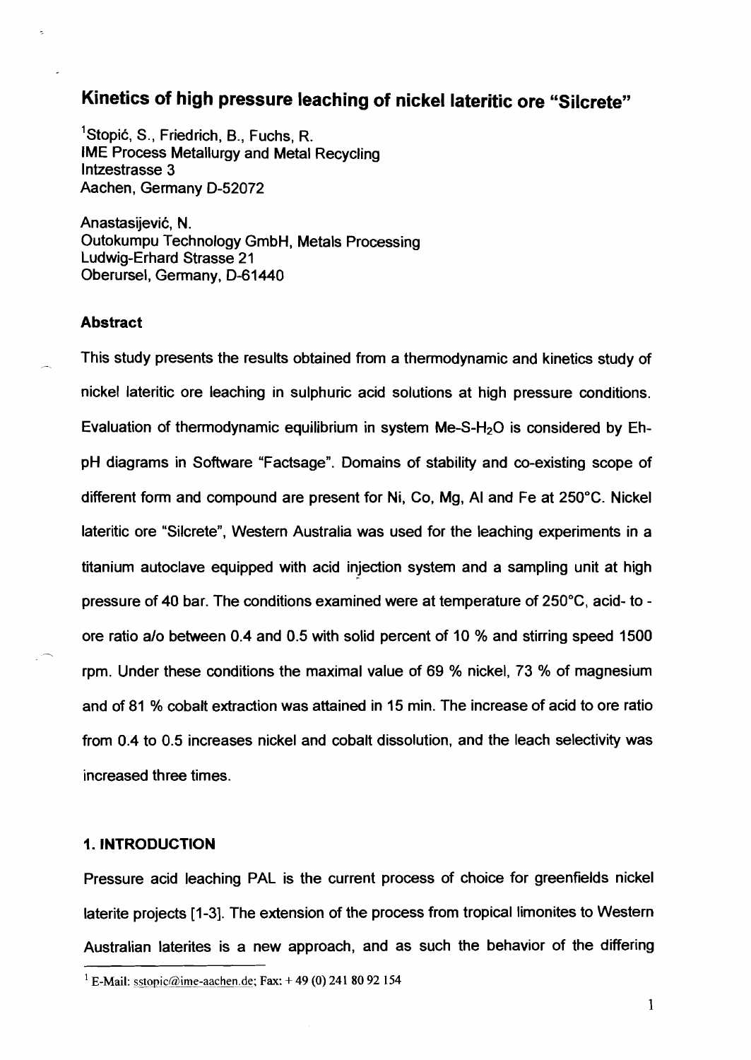# Kinetics of high pressure leaching of nickel lateritic ore "Silcrete"

[1]Stopić, S., Friedrich, B., Fuchs, R.
IME Process Metallurgy and Metal Recycling
Intzestrasse 3
Aachen, Germany D-52072

Anastasijević, N.
Outokumpu Technology GmbH, Metals Processing
Ludwig-Erhard Strasse 21
Oberursel, Germany, D-61440

### Abstract

This study presents the results obtained from a thermodynamic and kinetics study of nickel lateritic ore leaching in sulphuric acid solutions at high pressure conditions. Evaluation of thermodynamic equilibrium in system Me-S-$H_2O$ is considered by Eh-pH diagrams in Software "Factsage". Domains of stability and co-existing scope of different form and compound are present for Ni, Co, Mg, Al and Fe at 250°C. Nickel lateritic ore "Silcrete", Western Australia was used for the leaching experiments in a titanium autoclave equipped with acid injection system and a sampling unit at high pressure of 40 bar. The conditions examined were at temperature of 250°C, acid- to - ore ratio a/o between 0.4 and 0.5 with solid percent of 10 % and stirring speed 1500 rpm. Under these conditions the maximal value of 69 % nickel, 73 % of magnesium and of 81 % cobalt extraction was attained in 15 min. The increase of acid to ore ratio from 0.4 to 0.5 increases nickel and cobalt dissolution, and the leach selectivity was increased three times.

### 1. INTRODUCTION

Pressure acid leaching PAL is the current process of choice for greenfields nickel laterite projects [1-3]. The extension of the process from tropical limonites to Western Australian laterites is a new approach, and as such the behavior of the differing

[1] E-Mail: sstopic@ime-aachen.de; Fax: + 49 (0) 241 80 92 154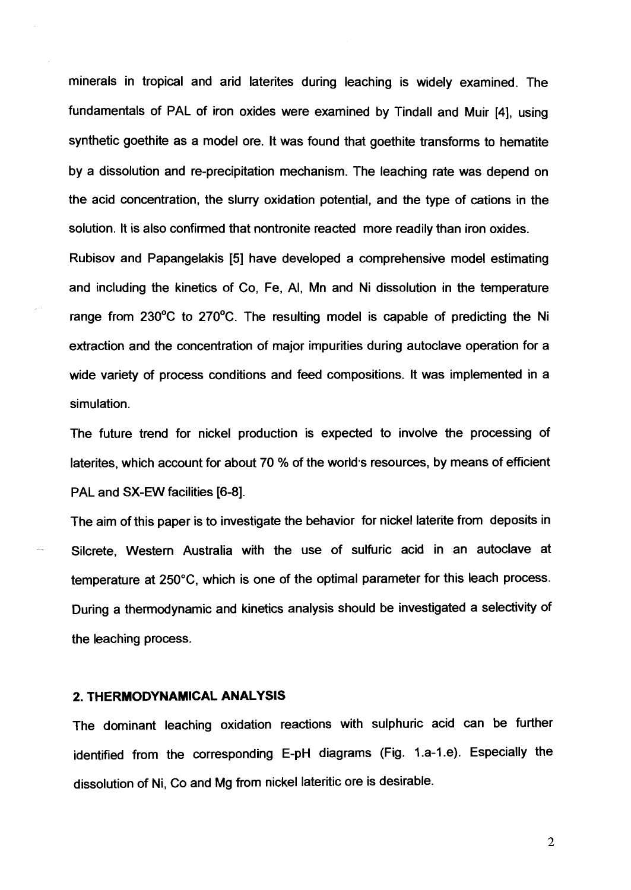minerals in tropical and arid laterites during leaching is widely examined. The fundamentals of PAL of iron oxides were examined by Tindall and Muir [4], using synthetic goethite as a model ore. It was found that goethite transforms to hematite by a dissolution and re-precipitation mechanism. The leaching rate was depend on the acid concentration, the slurry oxidation potential, and the type of cations in the solution. It is also confirmed that nontronite reacted more readily than iron oxides.

Rubisov and Papangelakis [5] have developed a comprehensive model estimating and including the kinetics of Co, Fe, Al, Mn and Ni dissolution in the temperature range from 230°C to 270°C. The resulting model is capable of predicting the Ni extraction and the concentration of major impurities during autoclave operation for a wide variety of process conditions and feed compositions. It was implemented in a simulation.

The future trend for nickel production is expected to involve the processing of laterites, which account for about 70 % of the world's resources, by means of efficient PAL and SX-EW facilities [6-8].

The aim of this paper is to investigate the behavior for nickel laterite from deposits in Silcrete, Western Australia with the use of sulfuric acid in an autoclave at temperature at 250°C, which is one of the optimal parameter for this leach process. During a thermodynamic and kinetics analysis should be investigated a selectivity of the leaching process.

## 2. THERMODYNAMICAL ANALYSIS

The dominant leaching oxidation reactions with sulphuric acid can be further identified from the corresponding E-pH diagrams (Fig. 1.a-1.e). Especially the dissolution of Ni, Co and Mg from nickel lateritic ore is desirable.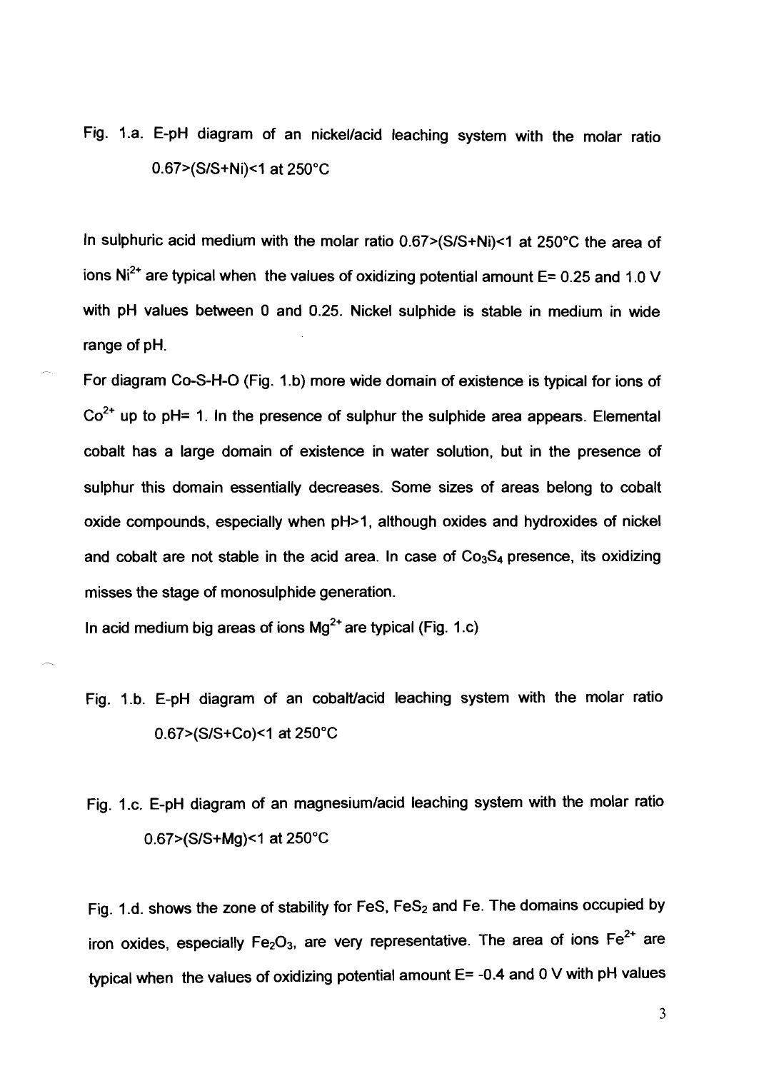Fig. 1.a. E-pH diagram of an nickel/acid leaching system with the molar ratio 0.67>(S/S+Ni)<1 at 250°C

In sulphuric acid medium with the molar ratio 0.67>(S/S+Ni)<1 at 250°C the area of ions $Ni^{2+}$ are typical when the values of oxidizing potential amount E= 0.25 and 1.0 V with pH values between 0 and 0.25. Nickel sulphide is stable in medium in wide range of pH.

For diagram Co-S-H-O (Fig. 1.b) more wide domain of existence is typical for ions of $Co^{2+}$ up to pH= 1. In the presence of sulphur the sulphide area appears. Elemental cobalt has a large domain of existence in water solution, but in the presence of sulphur this domain essentially decreases. Some sizes of areas belong to cobalt oxide compounds, especially when pH>1, although oxides and hydroxides of nickel and cobalt are not stable in the acid area. In case of $Co_3S_4$ presence, its oxidizing misses the stage of monosulphide generation.

In acid medium big areas of ions $Mg^{2+}$ are typical (Fig. 1.c)

Fig. 1.b. E-pH diagram of an cobalt/acid leaching system with the molar ratio 0.67>(S/S+Co)<1 at 250°C

Fig. 1.c. E-pH diagram of an magnesium/acid leaching system with the molar ratio 0.67>(S/S+Mg)<1 at 250°C

Fig. 1.d. shows the zone of stability for FeS, $FeS_2$ and Fe. The domains occupied by iron oxides, especially $Fe_2O_3$, are very representative. The area of ions $Fe^{2+}$ are typical when the values of oxidizing potential amount E= -0.4 and 0 V with pH values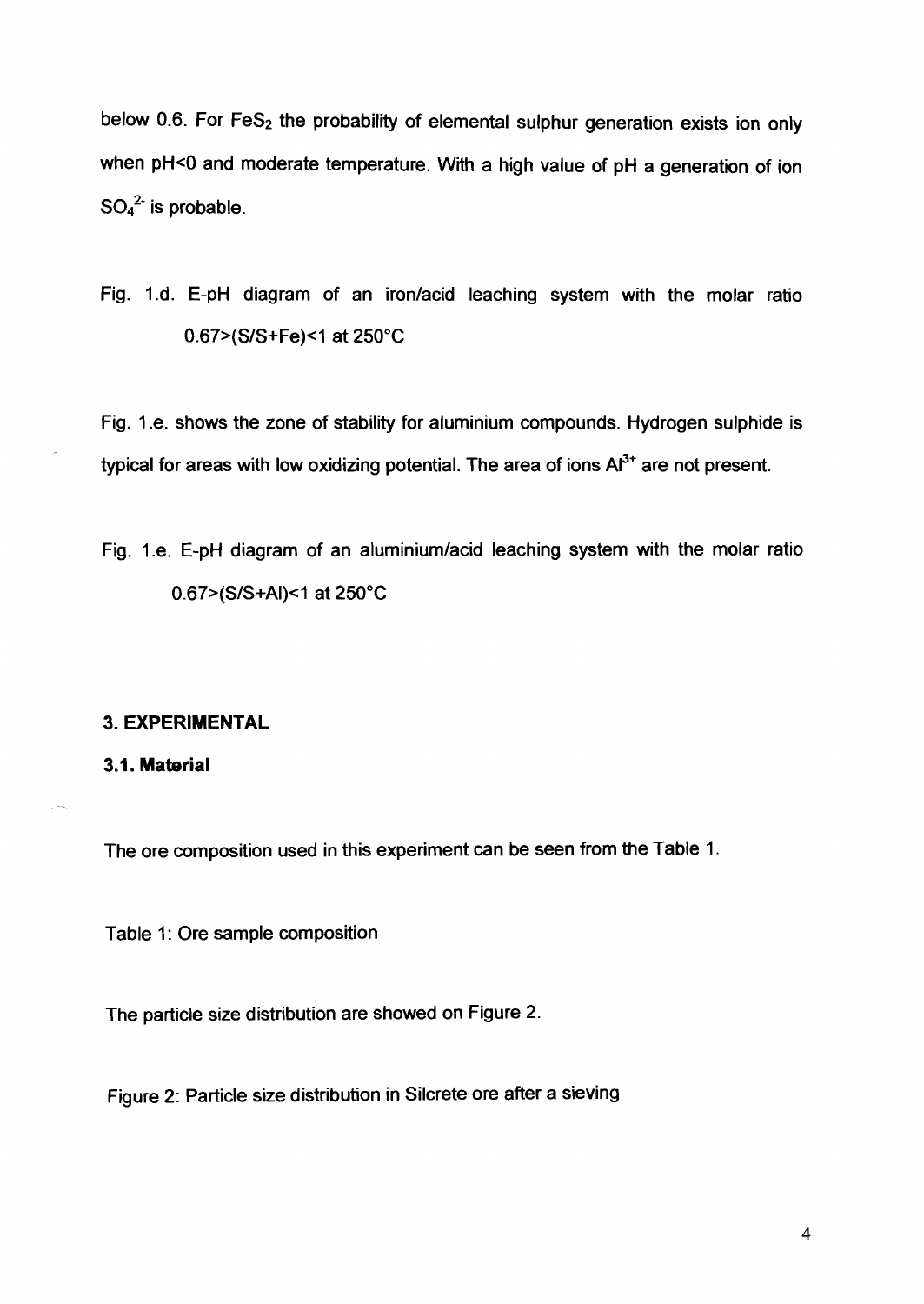below 0.6. For $FeS_2$ the probability of elemental sulphur generation exists ion only when pH<0 and moderate temperature. With a high value of pH a generation of ion $SO_4^{2-}$ is probable.

Fig. 1.d. E-pH diagram of an iron/acid leaching system with the molar ratio 0.67>(S/S+Fe)<1 at 250°C

Fig. 1.e. shows the zone of stability for aluminium compounds. Hydrogen sulphide is typical for areas with low oxidizing potential. The area of ions $Al^{3+}$ are not present.

Fig. 1.e. E-pH diagram of an aluminium/acid leaching system with the molar ratio 0.67>(S/S+Al)<1 at 250°C

### 3. EXPERIMENTAL

#### 3.1. Material

The ore composition used in this experiment can be seen from the Table 1.

Table 1: Ore sample composition

The particle size distribution are showed on Figure 2.

Figure 2: Particle size distribution in Silcrete ore after a sieving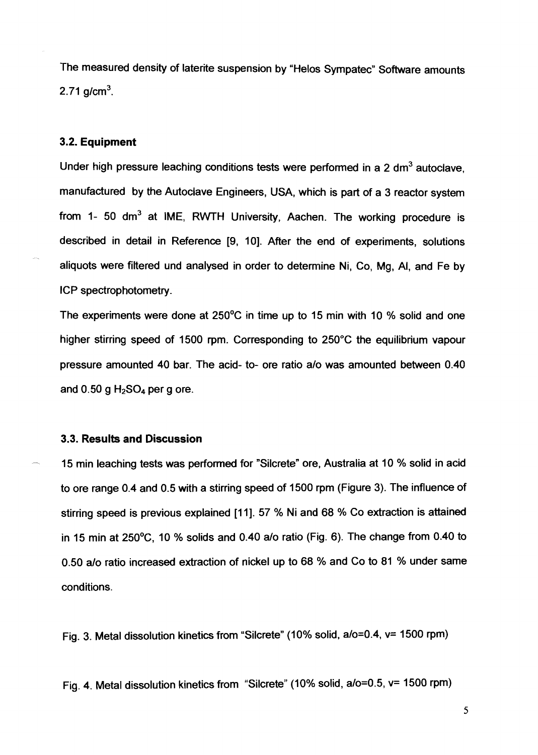The measured density of laterite suspension by "Helos Sympatec" Software amounts 2.71 g/cm$^3$.

### 3.2. Equipment

Under high pressure leaching conditions tests were performed in a 2 dm$^3$ autoclave, manufactured by the Autoclave Engineers, USA, which is part of a 3 reactor system from 1- 50 dm$^3$ at IME, RWTH University, Aachen. The working procedure is described in detail in Reference [9, 10]. After the end of experiments, solutions aliquots were filtered und analysed in order to determine Ni, Co, Mg, Al, and Fe by ICP spectrophotometry.

The experiments were done at 250°C in time up to 15 min with 10 % solid and one higher stirring speed of 1500 rpm. Corresponding to 250°C the equilibrium vapour pressure amounted 40 bar. The acid- to- ore ratio a/o was amounted between 0.40 and 0.50 g $H_2SO_4$ per g ore.

### 3.3. Results and Discussion

15 min leaching tests was performed for "Silcrete" ore, Australia at 10 % solid in acid to ore range 0.4 and 0.5 with a stirring speed of 1500 rpm (Figure 3). The influence of stirring speed is previous explained [11]. 57 % Ni and 68 % Co extraction is attained in 15 min at 250°C, 10 % solids and 0.40 a/o ratio (Fig. 6). The change from 0.40 to 0.50 a/o ratio increased extraction of nickel up to 68 % and Co to 81 % under same conditions.

Fig. 3. Metal dissolution kinetics from "Silcrete" (10% solid, a/o=0.4, v= 1500 rpm)

Fig. 4. Metal dissolution kinetics from "Silcrete" (10% solid, a/o=0.5, v= 1500 rpm)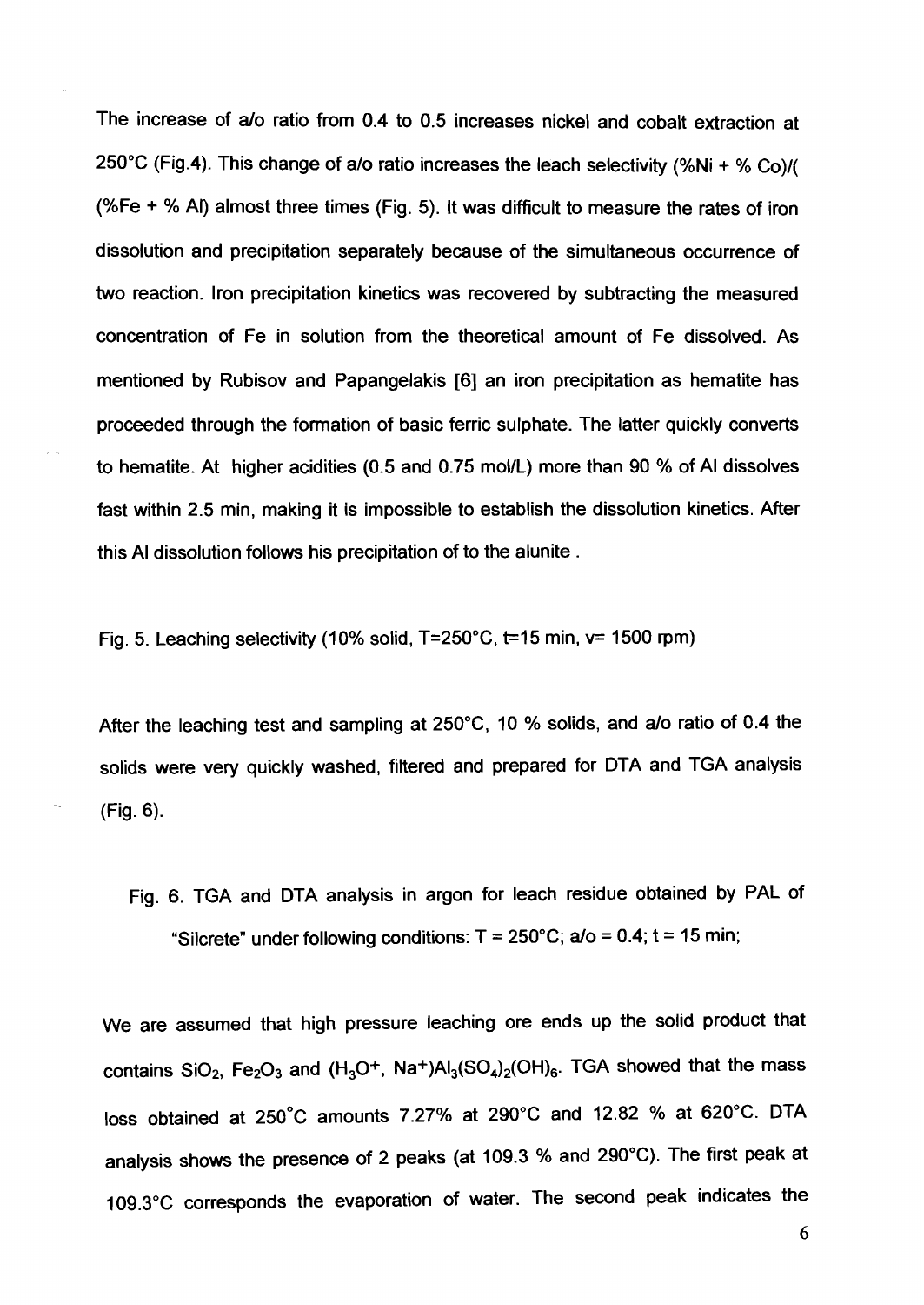The increase of a/o ratio from 0.4 to 0.5 increases nickel and cobalt extraction at 250°C (Fig.4). This change of a/o ratio increases the leach selectivity (%Ni + % Co)/( (%Fe + % Al) almost three times (Fig. 5). It was difficult to measure the rates of iron dissolution and precipitation separately because of the simultaneous occurrence of two reaction. Iron precipitation kinetics was recovered by subtracting the measured concentration of Fe in solution from the theoretical amount of Fe dissolved. As mentioned by Rubisov and Papangelakis [6] an iron precipitation as hematite has proceeded through the formation of basic ferric sulphate. The latter quickly converts to hematite. At higher acidities (0.5 and 0.75 mol/L) more than 90 % of Al dissolves fast within 2.5 min, making it is impossible to establish the dissolution kinetics. After this Al dissolution follows his precipitation of to the alunite .

Fig. 5. Leaching selectivity (10% solid, T=250°C, t=15 min, v= 1500 rpm)

After the leaching test and sampling at 250°C, 10 % solids, and a/o ratio of 0.4 the solids were very quickly washed, filtered and prepared for DTA and TGA analysis (Fig. 6).

Fig. 6. TGA and DTA analysis in argon for leach residue obtained by PAL of "Silcrete" under following conditions: T = 250°C; a/o = 0.4; t = 15 min;

We are assumed that high pressure leaching ore ends up the solid product that contains $SiO_2$, $Fe_2O_3$ and ($H_3O^+$, $Na^+$)$Al_3(SO_4)_2(OH)_6$. TGA showed that the mass loss obtained at 250°C amounts 7.27% at 290°C and 12.82 % at 620°C. DTA analysis shows the presence of 2 peaks (at 109.3 % and 290°C). The first peak at 109.3°C corresponds the evaporation of water. The second peak indicates the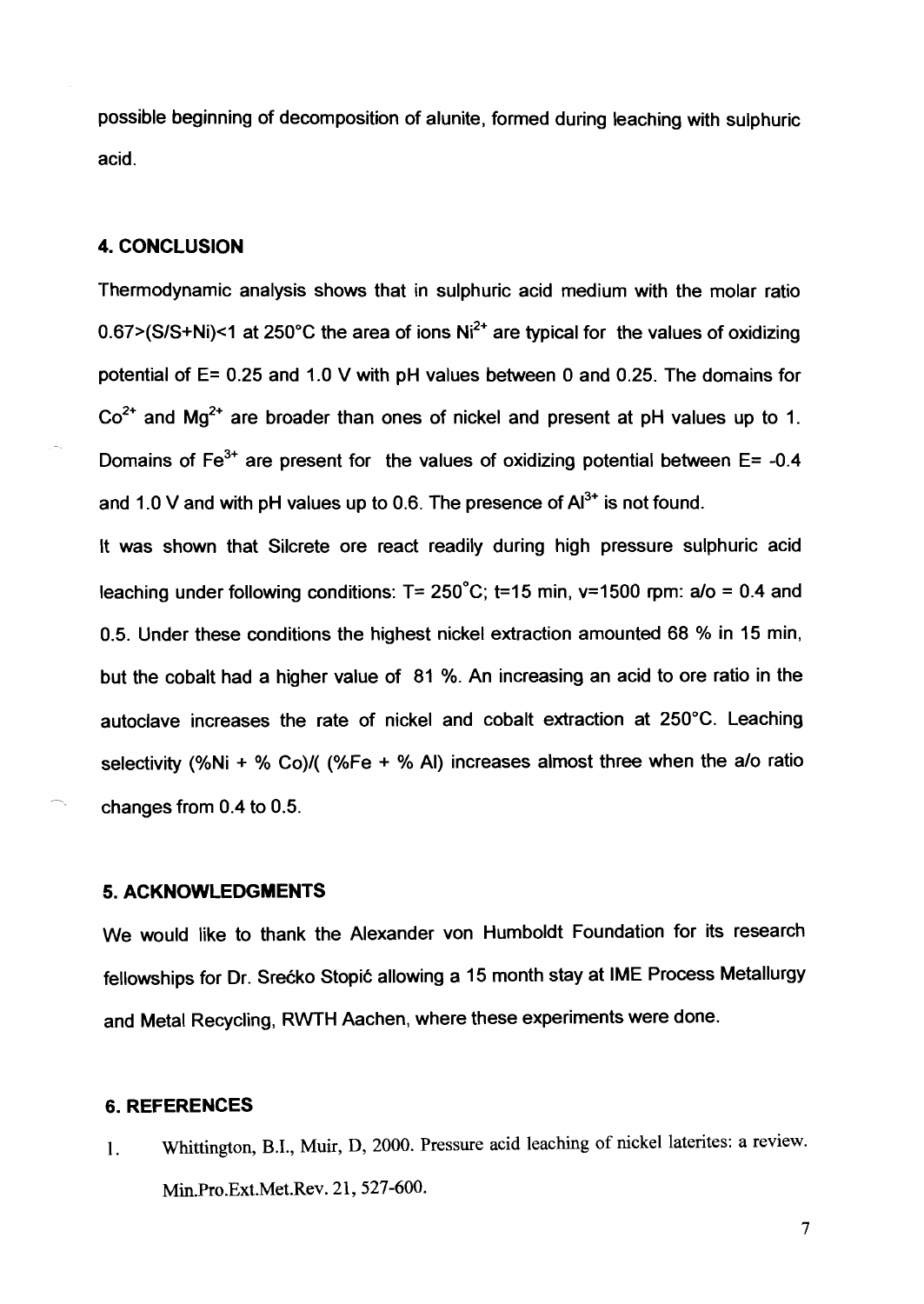possible beginning of decomposition of alunite, formed during leaching with sulphuric acid.

## 4. CONCLUSION

Thermodynamic analysis shows that in sulphuric acid medium with the molar ratio 0.67>(S/S+Ni)<1 at 250°C the area of ions $Ni^{2+}$ are typical for the values of oxidizing potential of E= 0.25 and 1.0 V with pH values between 0 and 0.25. The domains for $Co^{2+}$ and $Mg^{2+}$ are broader than ones of nickel and present at pH values up to 1. Domains of $Fe^{3+}$ are present for the values of oxidizing potential between E= -0.4 and 1.0 V and with pH values up to 0.6. The presence of $Al^{3+}$ is not found.

It was shown that Silcrete ore react readily during high pressure sulphuric acid leaching under following conditions: T= 250°C; t=15 min, v=1500 rpm: a/o = 0.4 and 0.5. Under these conditions the highest nickel extraction amounted 68 % in 15 min, but the cobalt had a higher value of 81 %. An increasing an acid to ore ratio in the autoclave increases the rate of nickel and cobalt extraction at 250°C. Leaching selectivity (%Ni + % Co)/( (%Fe + % Al) increases almost three when the a/o ratio changes from 0.4 to 0.5.

## 5. ACKNOWLEDGMENTS

We would like to thank the Alexander von Humboldt Foundation for its research fellowships for Dr. Srećko Stopić allowing a 15 month stay at IME Process Metallurgy and Metal Recycling, RWTH Aachen, where these experiments were done.

## 6. REFERENCES

1. Whittington, B.I., Muir, D, 2000. Pressure acid leaching of nickel laterites: a review. Min.Pro.Ext.Met.Rev. 21, 527-600.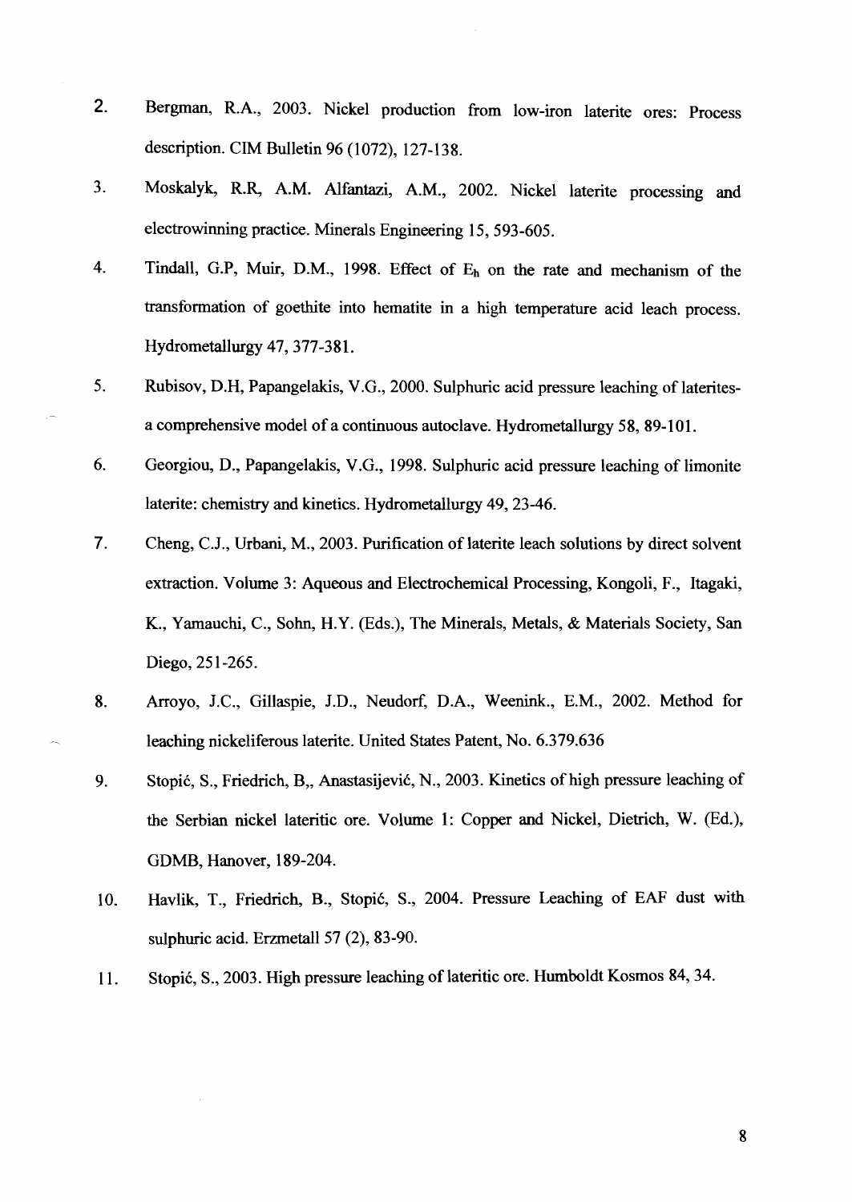2. Bergman, R.A., 2003. Nickel production from low-iron laterite ores: Process description. CIM Bulletin 96 (1072), 127-138.

3. Moskalyk, R.R, A.M. Alfantazi, A.M., 2002. Nickel laterite processing and electrowinning practice. Minerals Engineering 15, 593-605.

4. Tindall, G.P, Muir, D.M., 1998. Effect of $E_h$ on the rate and mechanism of the transformation of goethite into hematite in a high temperature acid leach process. Hydrometallurgy 47, 377-381.

5. Rubisov, D.H, Papangelakis, V.G., 2000. Sulphuric acid pressure leaching of laterites-a comprehensive model of a continuous autoclave. Hydrometallurgy 58, 89-101.

6. Georgiou, D., Papangelakis, V.G., 1998. Sulphuric acid pressure leaching of limonite laterite: chemistry and kinetics. Hydrometallurgy 49, 23-46.

7. Cheng, C.J., Urbani, M., 2003. Purification of laterite leach solutions by direct solvent extraction. Volume 3: Aqueous and Electrochemical Processing, Kongoli, F., Itagaki, K., Yamauchi, C., Sohn, H.Y. (Eds.), The Minerals, Metals, & Materials Society, San Diego, 251-265.

8. Arroyo, J.C., Gillaspie, J.D., Neudorf, D.A., Weenink., E.M., 2002. Method for leaching nickeliferous laterite. United States Patent, No. 6.379.636

9. Stopić, S., Friedrich, B,, Anastasijević, N., 2003. Kinetics of high pressure leaching of the Serbian nickel lateritic ore. Volume 1: Copper and Nickel, Dietrich, W. (Ed.), GDMB, Hanover, 189-204.

10. Havlik, T., Friedrich, B., Stopić, S., 2004. Pressure Leaching of EAF dust with sulphuric acid. Erzmetall 57 (2), 83-90.

11. Stopić, S., 2003. High pressure leaching of lateritic ore. Humboldt Kosmos 84, 34.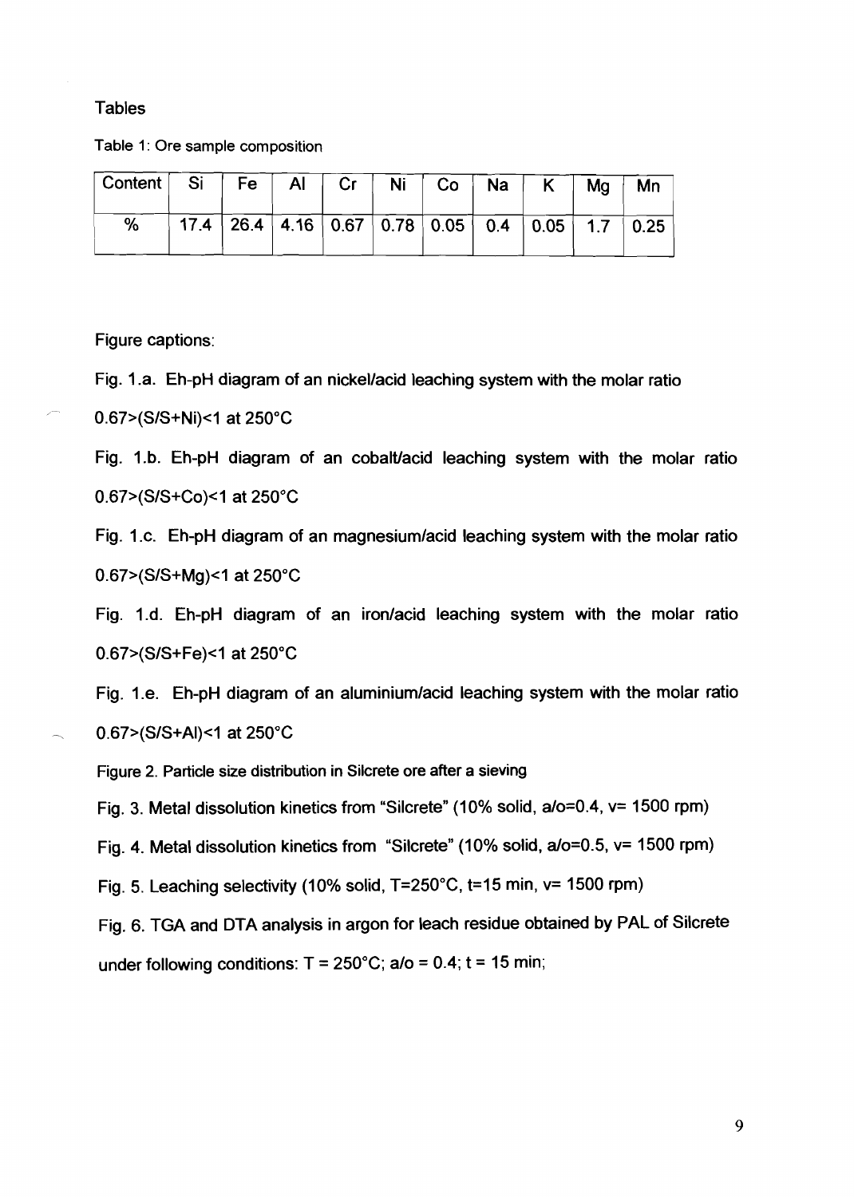# Tables

Table 1: Ore sample composition

| Content | Si | Fe | Al | Cr | Ni | Co | Na | K | Mg | Mn |
|---|---|---|---|---|---|---|---|---|---|---|
| % | 17.4 | 26.4 | 4.16 | 0.67 | 0.78 | 0.05 | 0.4 | 0.05 | 1.7 | 0.25 |

Figure captions:

Fig. 1.a. Eh-pH diagram of an nickel/acid leaching system with the molar ratio 0.67>(S/S+Ni)<1 at 250°C

Fig. 1.b. Eh-pH diagram of an cobalt/acid leaching system with the molar ratio 0.67>(S/S+Co)<1 at 250°C

Fig. 1.c. Eh-pH diagram of an magnesium/acid leaching system with the molar ratio 0.67>(S/S+Mg)<1 at 250°C

Fig. 1.d. Eh-pH diagram of an iron/acid leaching system with the molar ratio 0.67>(S/S+Fe)<1 at 250°C

Fig. 1.e. Eh-pH diagram of an aluminium/acid leaching system with the molar ratio 0.67>(S/S+Al)<1 at 250°C

Figure 2. Particle size distribution in Silcrete ore after a sieving

Fig. 3. Metal dissolution kinetics from "Silcrete" (10% solid, a/o=0.4, v= 1500 rpm)

Fig. 4. Metal dissolution kinetics from "Silcrete" (10% solid, a/o=0.5, v= 1500 rpm)

Fig. 5. Leaching selectivity (10% solid, T=250°C, t=15 min, v= 1500 rpm)

Fig. 6. TGA and DTA analysis in argon for leach residue obtained by PAL of Silcrete under following conditions: T = 250°C; a/o = 0.4; t = 15 min;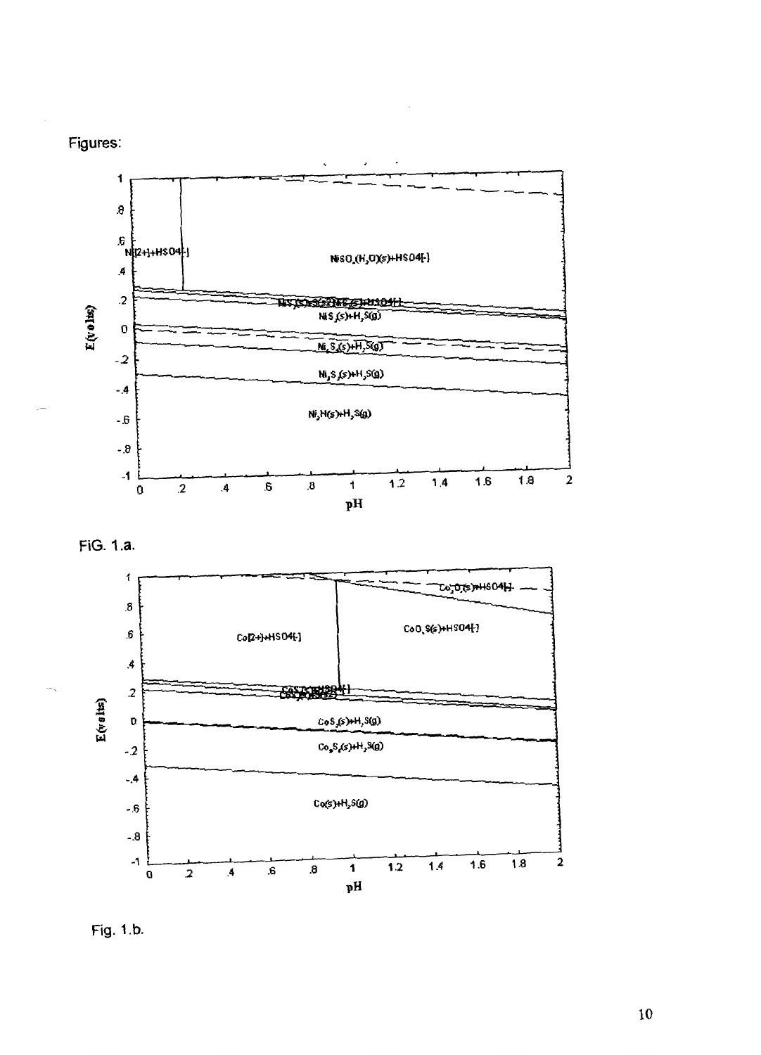Figures:

FiG. 1.a.

Fig. 1.b.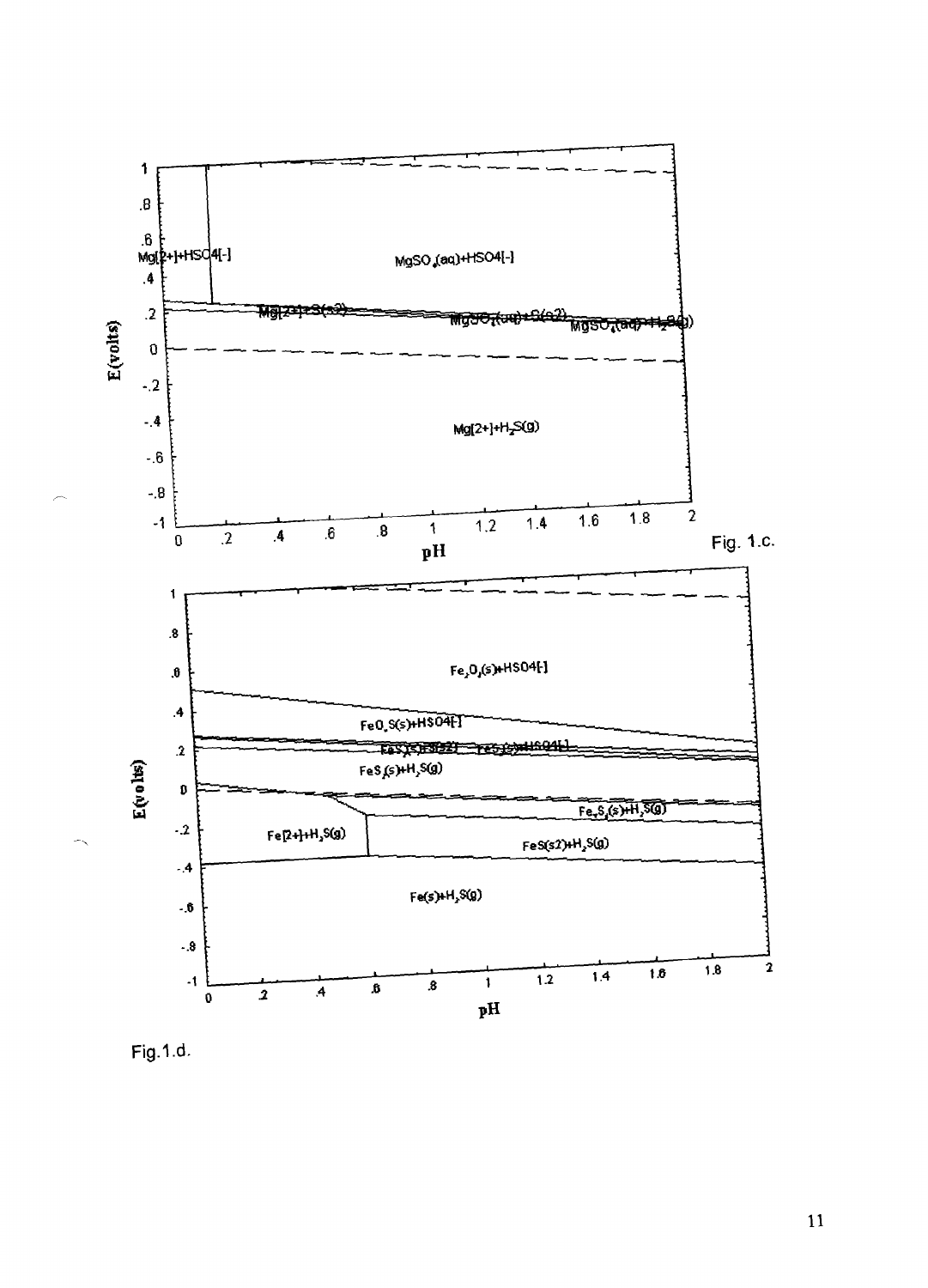Fig. 1.c.

Fig.1.d.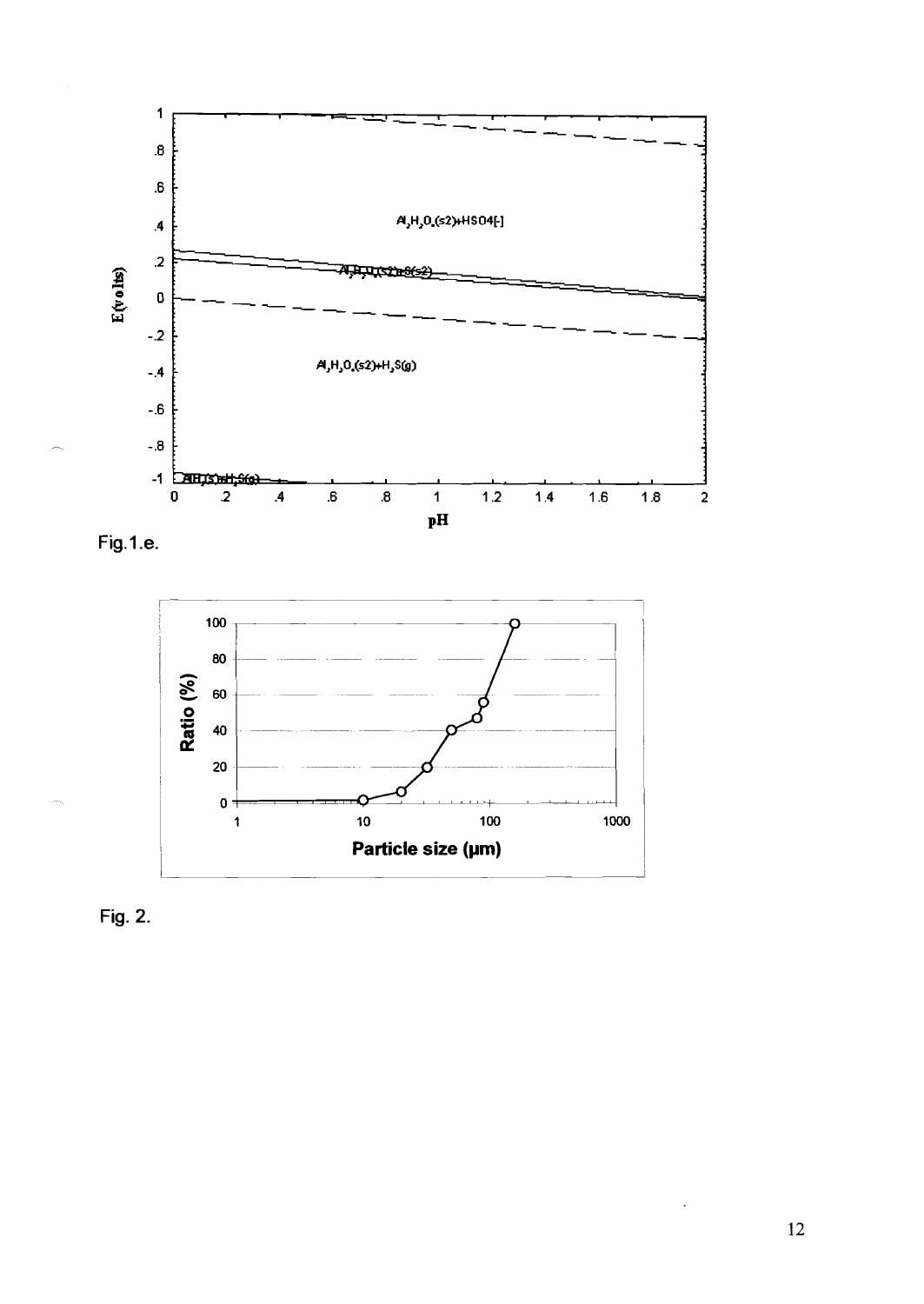Fig.1.e.

Fig. 2.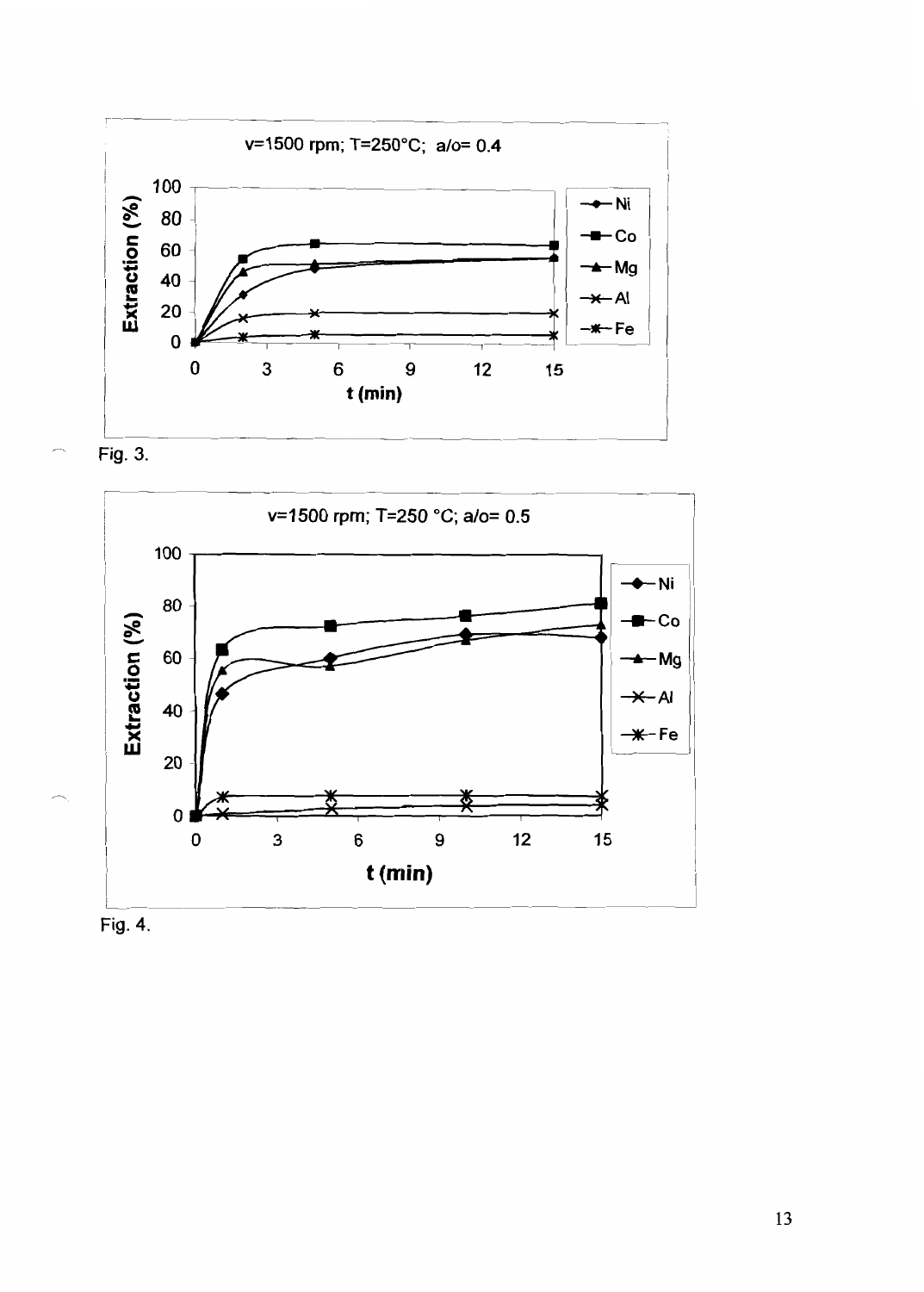Fig. 3.

Fig. 4.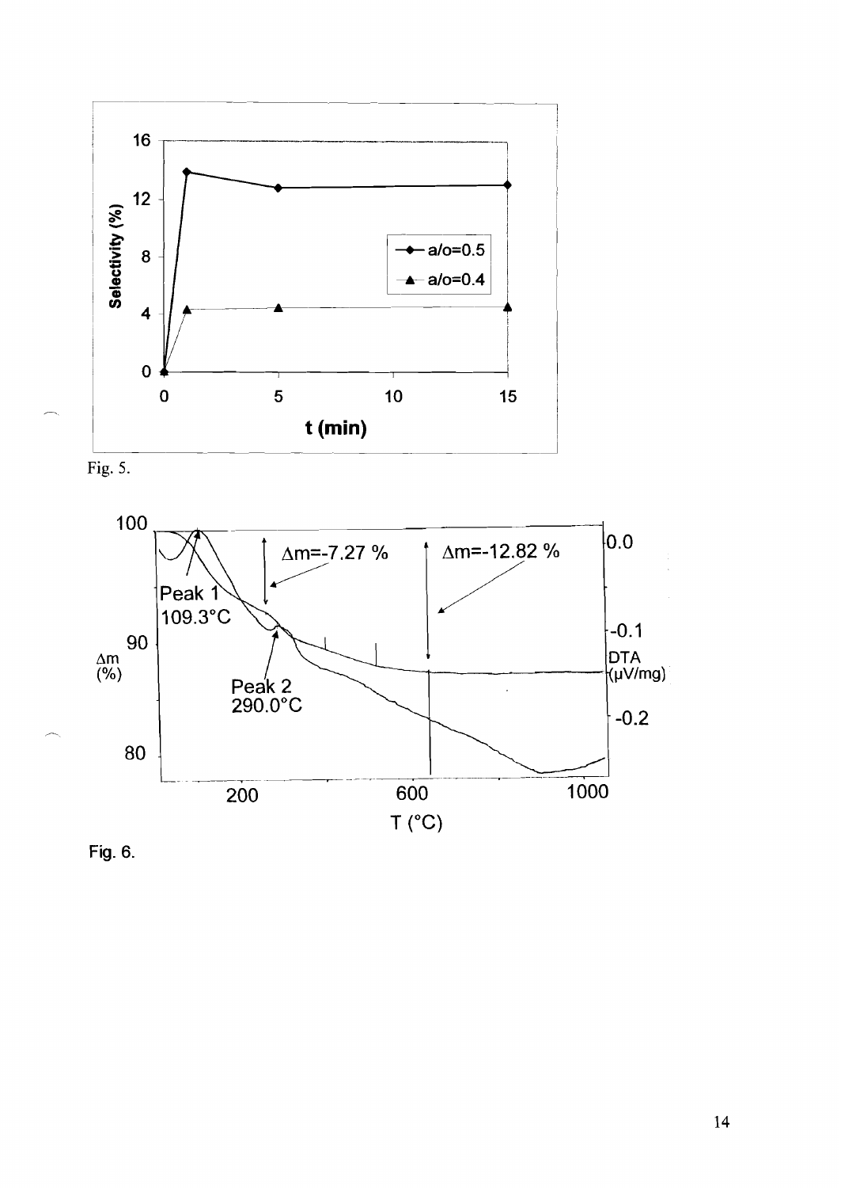16

12

8

4

0

Selectivity (%)

0

5

10

15

t (min)

a/o=0.5

a/o=0.4

Fig. 5.

100

90

80

Δm (%)

200

600

1000

T (°C)

Δm=-7.27 %

Δm=-12.82 %

Peak 1 109.3°C

Peak 2 290.0°C

0.0

-0.1

-0.2

DTA (μV/mg)

Fig. 6.